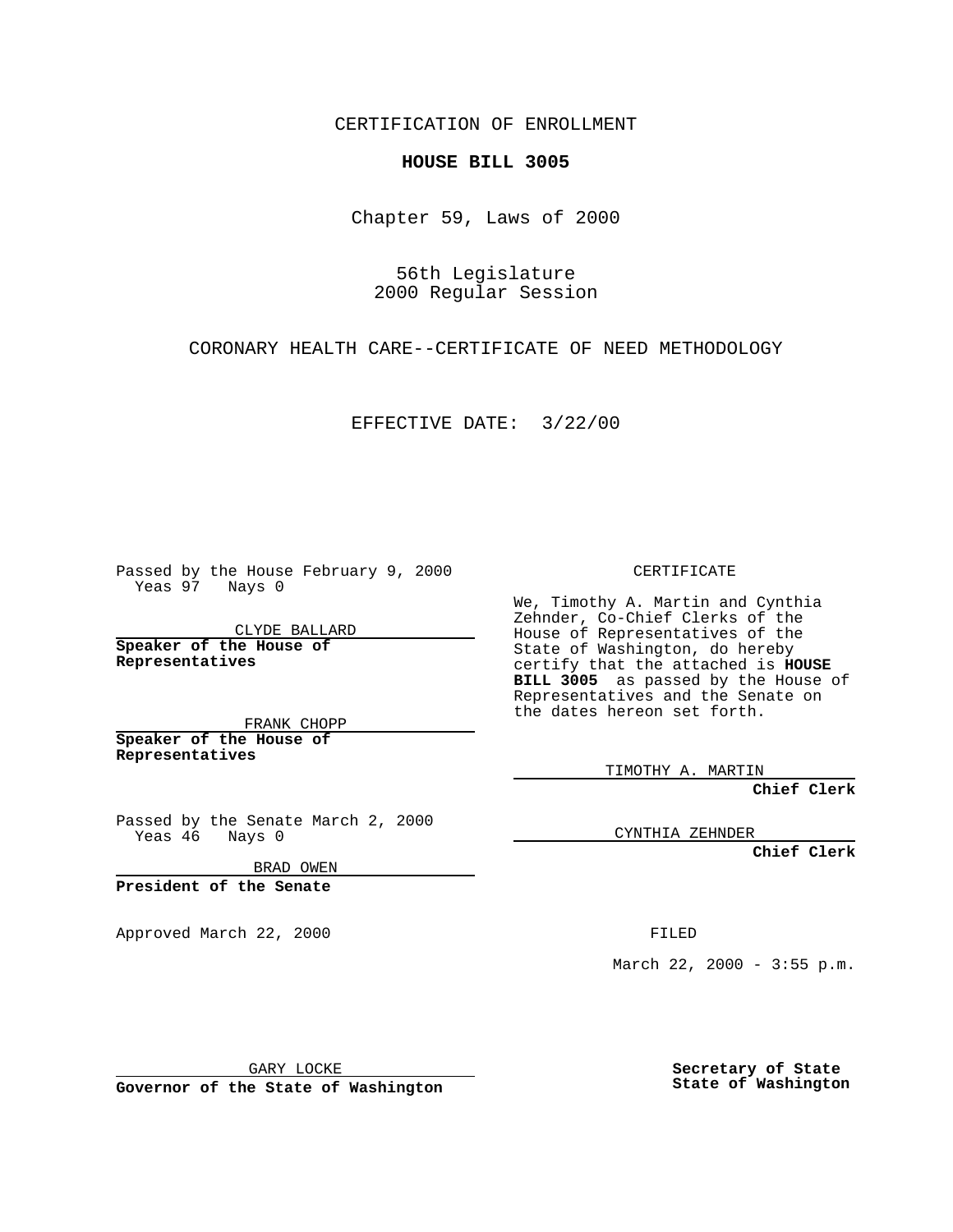CERTIFICATION OF ENROLLMENT

**HOUSE BILL 3005**

Chapter 59, Laws of 2000

56th Legislature
2000 Regular Session

CORONARY HEALTH CARE--CERTIFICATE OF NEED METHODOLOGY

EFFECTIVE DATE: 3/22/00

Passed by the House February 9, 2000
Yeas 97 Nays 0

CLYDE BALLARD

**Speaker of the House of Representatives**

FRANK CHOPP

**Speaker of the House of Representatives**

Passed by the Senate March 2, 2000
Yeas 46 Nays 0

BRAD OWEN

**President of the Senate**

Approved March 22, 2000

GARY LOCKE

**Governor of the State of Washington**

CERTIFICATE

We, Timothy A. Martin and Cynthia Zehnder, Co-Chief Clerks of the House of Representatives of the State of Washington, do hereby certify that the attached is **HOUSE BILL 3005** as passed by the House of Representatives and the Senate on the dates hereon set forth.

TIMOTHY A. MARTIN

**Chief Clerk**

CYNTHIA ZEHNDER

**Chief Clerk**

FILED

March 22, 2000 - 3:55 p.m.

**Secretary of State**
**State of Washington**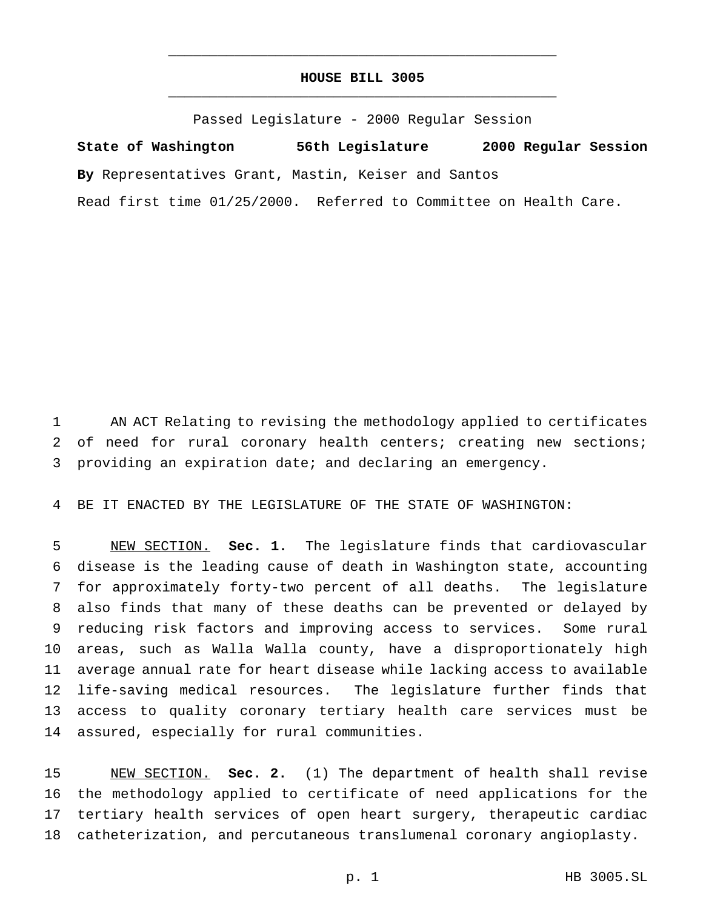# HOUSE BILL 3005

Passed Legislature - 2000 Regular Session

**State of Washington 56th Legislature 2000 Regular Session**

**By** Representatives Grant, Mastin, Keiser and Santos

Read first time 01/25/2000. Referred to Committee on Health Care.

AN ACT Relating to revising the methodology applied to certificates of need for rural coronary health centers; creating new sections; providing an expiration date; and declaring an emergency.

BE IT ENACTED BY THE LEGISLATURE OF THE STATE OF WASHINGTON:

NEW SECTION. **Sec. 1.** The legislature finds that cardiovascular disease is the leading cause of death in Washington state, accounting for approximately forty-two percent of all deaths. The legislature also finds that many of these deaths can be prevented or delayed by reducing risk factors and improving access to services. Some rural areas, such as Walla Walla county, have a disproportionately high average annual rate for heart disease while lacking access to available life-saving medical resources. The legislature further finds that access to quality coronary tertiary health care services must be assured, especially for rural communities.

NEW SECTION. **Sec. 2.** (1) The department of health shall revise the methodology applied to certificate of need applications for the tertiary health services of open heart surgery, therapeutic cardiac catheterization, and percutaneous translumenal coronary angioplasty.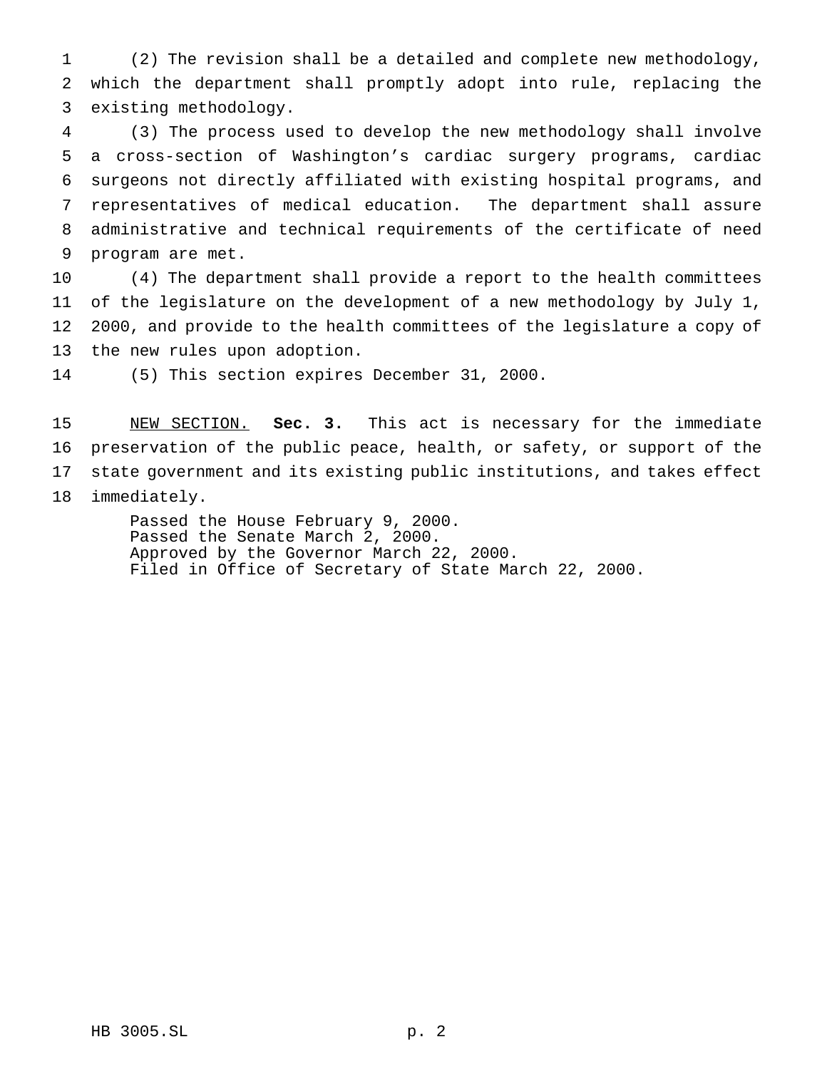(2) The revision shall be a detailed and complete new methodology, which the department shall promptly adopt into rule, replacing the existing methodology.

(3) The process used to develop the new methodology shall involve a cross-section of Washington's cardiac surgery programs, cardiac surgeons not directly affiliated with existing hospital programs, and representatives of medical education. The department shall assure administrative and technical requirements of the certificate of need program are met.

(4) The department shall provide a report to the health committees of the legislature on the development of a new methodology by July 1, 2000, and provide to the health committees of the legislature a copy of the new rules upon adoption.

(5) This section expires December 31, 2000.

NEW SECTION. **Sec. 3.** This act is necessary for the immediate preservation of the public peace, health, or safety, or support of the state government and its existing public institutions, and takes effect immediately.

Passed the House February 9, 2000.
Passed the Senate March 2, 2000.
Approved by the Governor March 22, 2000.
Filed in Office of Secretary of State March 22, 2000.